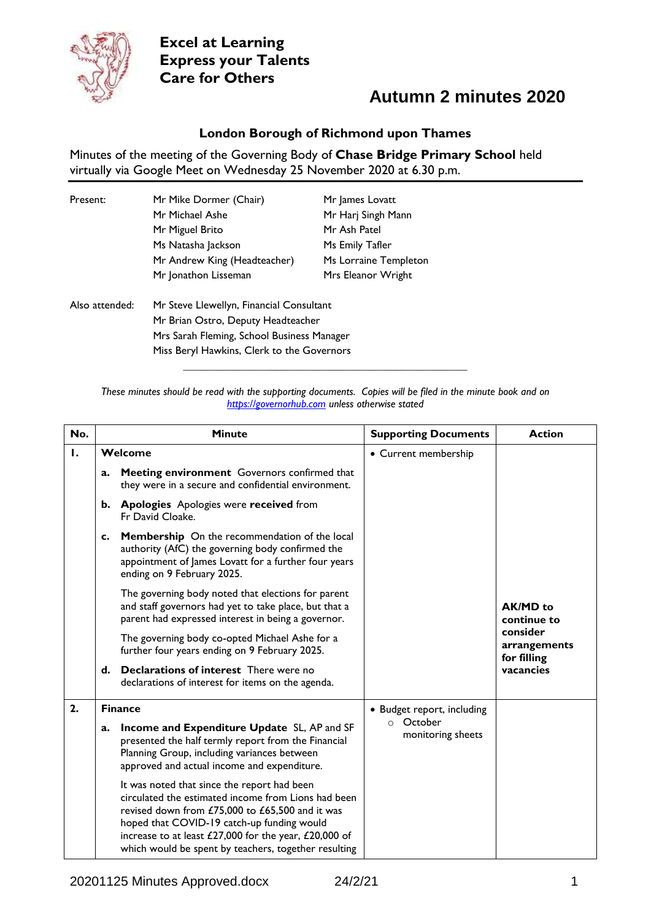**Excel at Learning**
**Express your Talents**
**Care for Others**

# Autumn 2 minutes 2020

## London Borough of Richmond upon Thames

Minutes of the meeting of the Governing Body of **Chase Bridge Primary School** held virtually via Google Meet on Wednesday 25 November 2020 at 6.30 p.m.

| | | |
|---|---|---|
| Present: | Mr Mike Dormer (Chair) | Mr James Lovatt |
| | Mr Michael Ashe | Mr Harj Singh Mann |
| | Mr Miguel Brito | Mr Ash Patel |
| | Ms Natasha Jackson | Ms Emily Tafler |
| | Mr Andrew King (Headteacher) | Ms Lorraine Templeton |
| | Mr Jonathon Lisseman | Mrs Eleanor Wright |

Also attended:
Mr Steve Llewellyn, Financial Consultant
Mr Brian Ostro, Deputy Headteacher
Mrs Sarah Fleming, School Business Manager
Miss Beryl Hawkins, Clerk to the Governors

*These minutes should be read with the supporting documents. Copies will be filed in the minute book and on https://governorhub.com unless otherwise stated*

| No. | Minute | Supporting Documents | Action |
|---|---|---|---|
| **1.** | **Welcome**<br><br>**a. Meeting environment** Governors confirmed that they were in a secure and confidential environment.<br><br>**b. Apologies** Apologies were **received** from Fr David Cloake.<br><br>**c. Membership** On the recommendation of the local authority (AfC) the governing body confirmed the appointment of James Lovatt for a further four years ending on 9 February 2025.<br><br>The governing body noted that elections for parent and staff governors had yet to take place, but that a parent had expressed interest in being a governor.<br><br>The governing body co-opted Michael Ashe for a further four years ending on 9 February 2025.<br><br>**d. Declarations of interest** There were no declarations of interest for items on the agenda. | • Current membership | **AK/MD to continue to consider arrangements for filling vacancies** |
| **2.** | **Finance**<br><br>**a. Income and Expenditure Update** SL, AP and SF presented the half termly report from the Financial Planning Group, including variances between approved and actual income and expenditure.<br><br>It was noted that since the report had been circulated the estimated income from Lions had been revised down from £75,000 to £65,500 and it was hoped that COVID-19 catch-up funding would increase to at least £27,000 for the year, £20,000 of which would be spent by teachers, together resulting | • Budget report, including<br>  ○ October monitoring sheets | |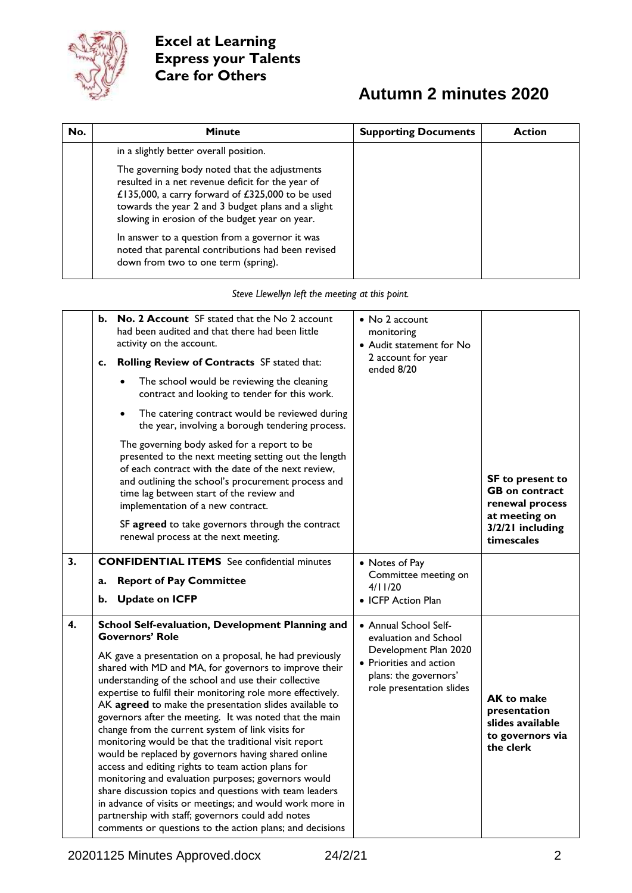| No. | Minute | Supporting Documents | Action |
|---|---|---|---|
| | in a slightly better overall position.<br><br>The governing body noted that the adjustments resulted in a net revenue deficit for the year of £135,000, a carry forward of £325,000 to be used towards the year 2 and 3 budget plans and a slight slowing in erosion of the budget year on year.<br><br>In answer to a question from a governor it was noted that parental contributions had been revised down from two to one term (spring). | | |

*Steve Llewellyn left the meeting at this point.*

| No. | Minute | Supporting Documents | Action |
|---|---|---|---|
| | **b. No. 2 Account** SF stated that the No 2 account had been audited and that there had been little activity on the account.<br><br>**c. Rolling Review of Contracts** SF stated that:<br>• The school would be reviewing the cleaning contract and looking to tender for this work.<br>• The catering contract would be reviewed during the year, involving a borough tendering process.<br><br>The governing body asked for a report to be presented to the next meeting setting out the length of each contract with the date of the next review, and outlining the school's procurement process and time lag between start of the review and implementation of a new contract.<br><br>SF **agreed** to take governors through the contract renewal process at the next meeting. | • No 2 account monitoring<br>• Audit statement for No 2 account for year ended 8/20 | **SF to present to GB on contract renewal process at meeting on 3/2/21 including timescales** |
| **3.** | **CONFIDENTIAL ITEMS** See confidential minutes<br><br>**a. Report of Pay Committee**<br><br>**b. Update on ICFP** | • Notes of Pay Committee meeting on 4/11/20<br>• ICFP Action Plan | |
| **4.** | **School Self-evaluation, Development Planning and Governors' Role**<br><br>AK gave a presentation on a proposal, he had previously shared with MD and MA, for governors to improve their understanding of the school and use their collective expertise to fulfil their monitoring role more effectively. AK **agreed** to make the presentation slides available to governors after the meeting. It was noted that the main change from the current system of link visits for monitoring would be that the traditional visit report would be replaced by governors having shared online access and editing rights to team action plans for monitoring and evaluation purposes; governors would share discussion topics and questions with team leaders in advance of visits or meetings; and would work more in partnership with staff; governors could add notes comments or questions to the action plans; and decisions | • Annual School Self-evaluation and School Development Plan 2020<br>• Priorities and action plans: the governors' role presentation slides | **AK to make presentation slides available to governors via the clerk** |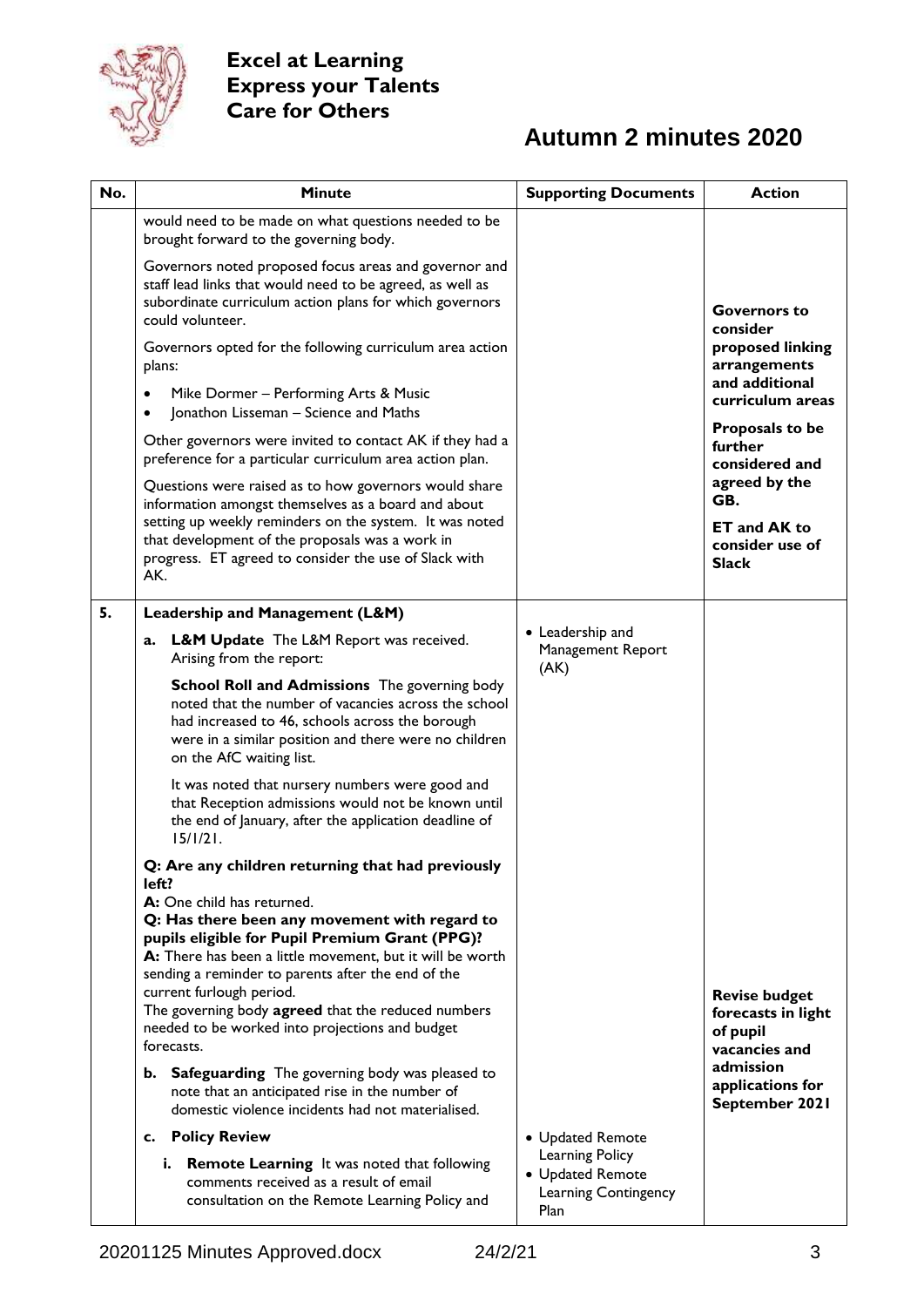**Excel at Learning**
**Express your Talents**
**Care for Others**

# Autumn 2 minutes 2020

| No. | Minute | Supporting Documents | Action |
|---|---|---|---|
| | would need to be made on what questions needed to be brought forward to the governing body.<br><br>Governors noted proposed focus areas and governor and staff lead links that would need to be agreed, as well as subordinate curriculum action plans for which governors could volunteer.<br><br>Governors opted for the following curriculum area action plans:<br>• Mike Dormer – Performing Arts & Music<br>• Jonathon Lisseman – Science and Maths<br><br>Other governors were invited to contact AK if they had a preference for a particular curriculum area action plan.<br><br>Questions were raised as to how governors would share information amongst themselves as a board and about setting up weekly reminders on the system. It was noted that development of the proposals was a work in progress. ET agreed to consider the use of Slack with AK. | | **Governors to consider proposed linking arrangements and additional curriculum areas**<br><br>**Proposals to be further considered and agreed by the GB.**<br><br>**ET and AK to consider use of Slack** |
| **5.** | **Leadership and Management (L&M)**<br><br>**a. L&M Update** The L&M Report was received. Arising from the report:<br><br>**School Roll and Admissions** The governing body noted that the number of vacancies across the school had increased to 46, schools across the borough were in a similar position and there were no children on the AfC waiting list.<br><br>It was noted that nursery numbers were good and that Reception admissions would not be known until the end of January, after the application deadline of 15/1/21.<br><br>**Q: Are any children returning that had previously left?**<br>**A:** One child has returned.<br>**Q: Has there been any movement with regard to pupils eligible for Pupil Premium Grant (PPG)?**<br>**A:** There has been a little movement, but it will be worth sending a reminder to parents after the end of the current furlough period.<br>The governing body **agreed** that the reduced numbers needed to be worked into projections and budget forecasts.<br><br>**b. Safeguarding** The governing body was pleased to note that an anticipated rise in the number of domestic violence incidents had not materialised.<br><br>**c. Policy Review**<br><br>**i. Remote Learning** It was noted that following comments received as a result of email consultation on the Remote Learning Policy and | • Leadership and Management Report (AK)<br><br>• Updated Remote Learning Policy<br>• Updated Remote Learning Contingency Plan | **Revise budget forecasts in light of pupil vacancies and admission applications for September 2021** |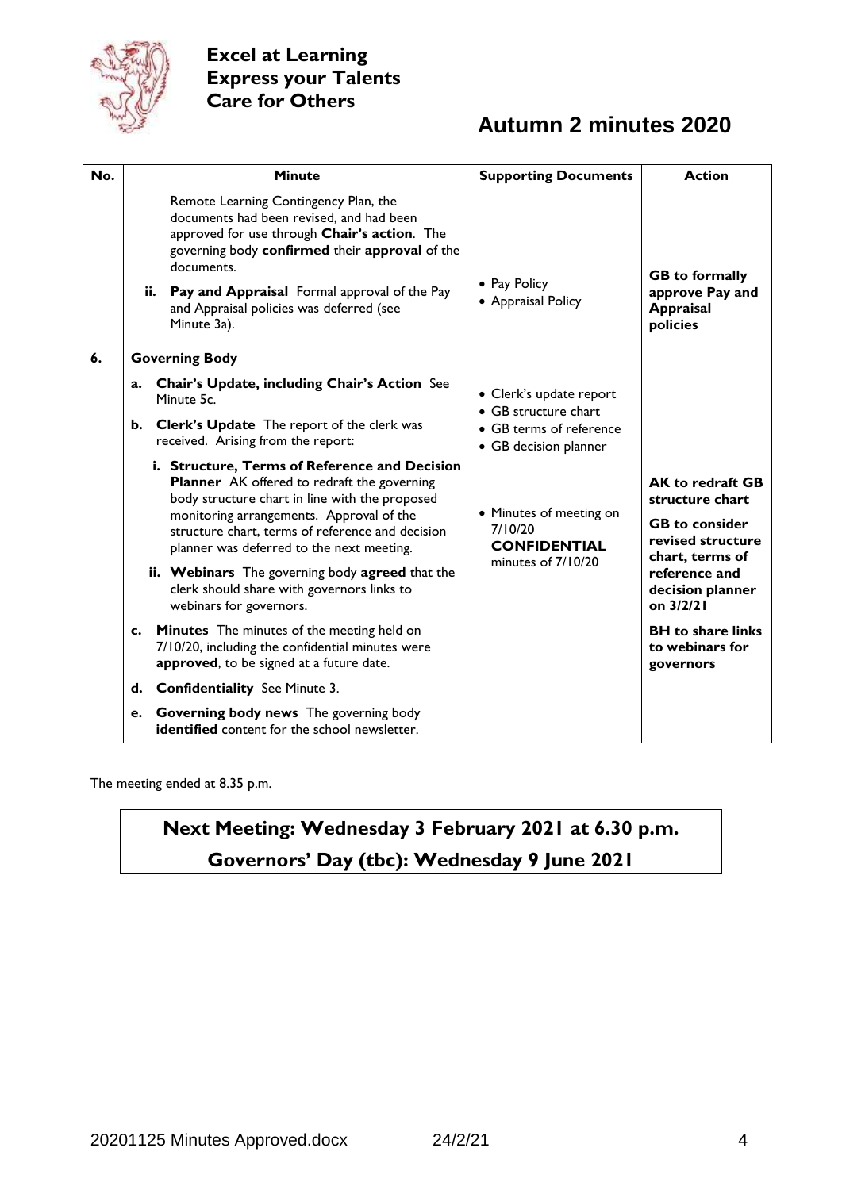**Excel at Learning**
**Express your Talents**
**Care for Others**

# Autumn 2 minutes 2020

| No. | Minute | Supporting Documents | Action |
|---|---|---|---|
| | Remote Learning Contingency Plan, the documents had been revised, and had been approved for use through **Chair's action**. The governing body **confirmed** their **approval** of the documents.<br>**ii. Pay and Appraisal** Formal approval of the Pay and Appraisal policies was deferred (see Minute 3a). | • Pay Policy<br>• Appraisal Policy | **GB to formally approve Pay and Appraisal policies** |
| **6.** | **Governing Body**<br>**a. Chair's Update, including Chair's Action** See Minute 5c.<br>**b. Clerk's Update** The report of the clerk was received. Arising from the report:<br>**i. Structure, Terms of Reference and Decision Planner** AK offered to redraft the governing body structure chart in line with the proposed monitoring arrangements. Approval of the structure chart, terms of reference and decision planner was deferred to the next meeting.<br>**ii. Webinars** The governing body **agreed** that the clerk should share with governors links to webinars for governors.<br>**c. Minutes** The minutes of the meeting held on 7/10/20, including the confidential minutes were **approved**, to be signed at a future date.<br>**d. Confidentiality** See Minute 3.<br>**e. Governing body news** The governing body **identified** content for the school newsletter. | • Clerk's update report<br>• GB structure chart<br>• GB terms of reference<br>• GB decision planner<br>• Minutes of meeting on 7/10/20<br>**CONFIDENTIAL** minutes of 7/10/20 | **AK to redraft GB structure chart**<br>**GB to consider revised structure chart, terms of reference and decision planner on 3/2/21**<br>**BH to share links to webinars for governors** |

The meeting ended at 8.35 p.m.

**Next Meeting: Wednesday 3 February 2021 at 6.30 p.m.**
**Governors' Day (tbc): Wednesday 9 June 2021**